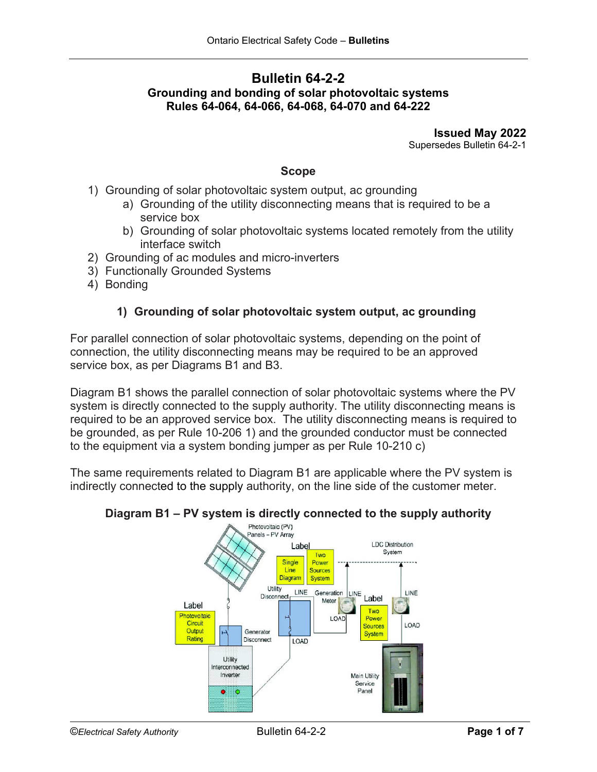# Bulletin 64-2-2

## Grounding and bonding of solar photovoltaic systems
## Rules 64-064, 64-066, 64-068, 64-070 and 64-222

**Issued May 2022**
Supersedes Bulletin 64-2-1

### Scope

1) Grounding of solar photovoltaic system output, ac grounding
   a) Grounding of the utility disconnecting means that is required to be a service box
   b) Grounding of solar photovoltaic systems located remotely from the utility interface switch
2) Grounding of ac modules and micro-inverters
3) Functionally Grounded Systems
4) Bonding

### 1) Grounding of solar photovoltaic system output, ac grounding

For parallel connection of solar photovoltaic systems, depending on the point of connection, the utility disconnecting means may be required to be an approved service box, as per Diagrams B1 and B3.

Diagram B1 shows the parallel connection of solar photovoltaic systems where the PV system is directly connected to the supply authority. The utility disconnecting means is required to be an approved service box. The utility disconnecting means is required to be grounded, as per Rule 10-206 1) and the grounded conductor must be connected to the equipment via a system bonding jumper as per Rule 10-210 c)

The same requirements related to Diagram B1 are applicable where the PV system is indirectly connected to the supply authority, on the line side of the customer meter.

**Diagram B1 – PV system is directly connected to the supply authority**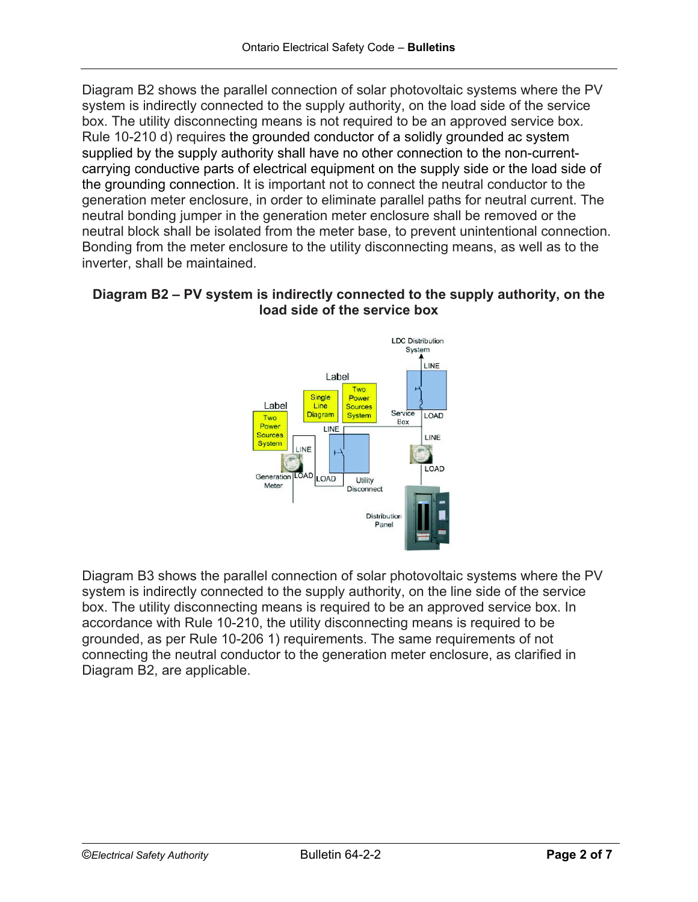Diagram B2 shows the parallel connection of solar photovoltaic systems where the PV system is indirectly connected to the supply authority, on the load side of the service box. The utility disconnecting means is not required to be an approved service box. Rule 10-210 d) requires the grounded conductor of a solidly grounded ac system supplied by the supply authority shall have no other connection to the non-current-carrying conductive parts of electrical equipment on the supply side or the load side of the grounding connection. It is important not to connect the neutral conductor to the generation meter enclosure, in order to eliminate parallel paths for neutral current. The neutral bonding jumper in the generation meter enclosure shall be removed or the neutral block shall be isolated from the meter base, to prevent unintentional connection. Bonding from the meter enclosure to the utility disconnecting means, as well as to the inverter, shall be maintained.

**Diagram B2 – PV system is indirectly connected to the supply authority, on the load side of the service box**

Diagram B3 shows the parallel connection of solar photovoltaic systems where the PV system is indirectly connected to the supply authority, on the line side of the service box. The utility disconnecting means is required to be an approved service box. In accordance with Rule 10-210, the utility disconnecting means is required to be grounded, as per Rule 10-206 1) requirements. The same requirements of not connecting the neutral conductor to the generation meter enclosure, as clarified in Diagram B2, are applicable.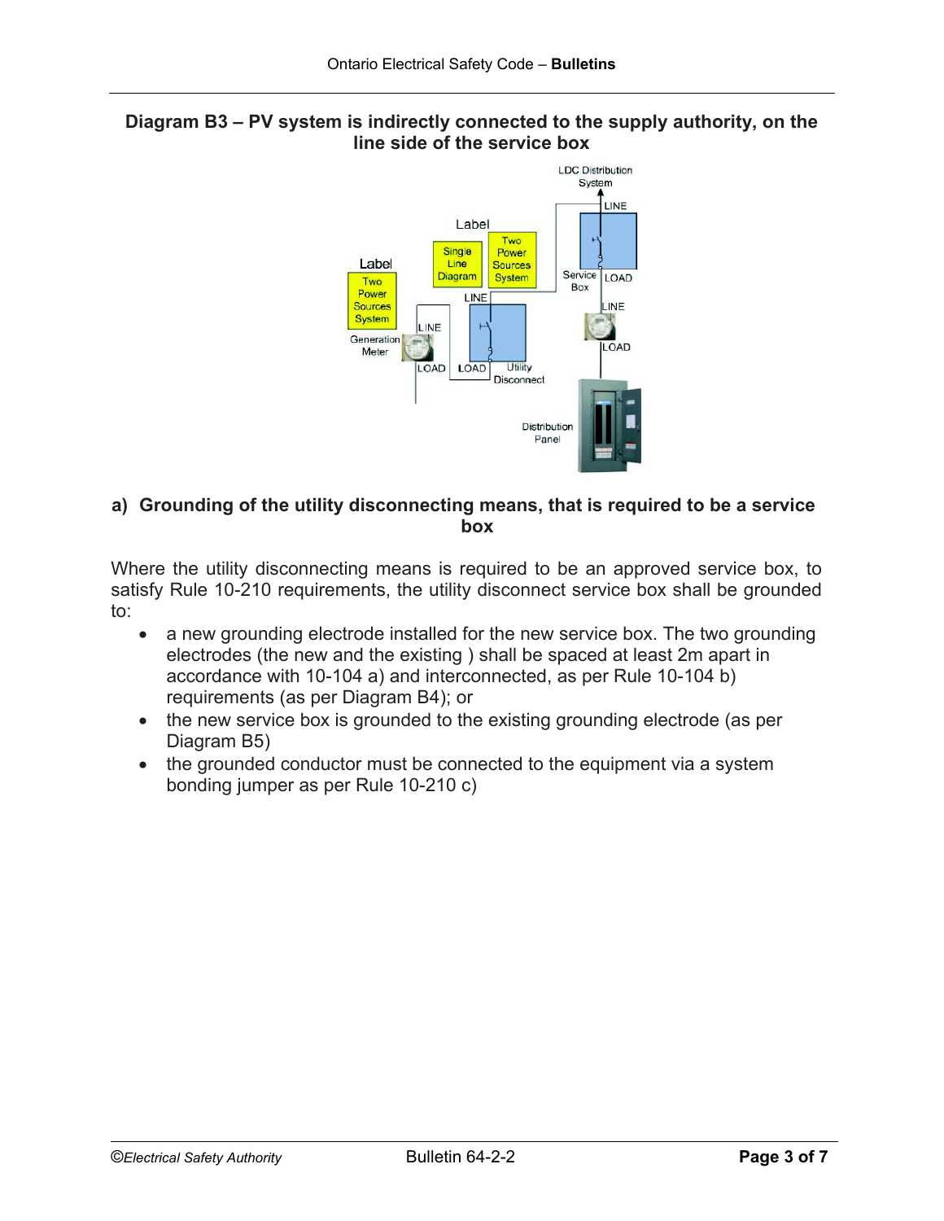## Diagram B3 – PV system is indirectly connected to the supply authority, on the line side of the service box

LDC Distribution System

LINE

Label

Two Power Sources System

Single Line Diagram

Two Power Sources System

Label

Service Box

LOAD

LINE

LINE

LINE

Generation Meter

LOAD

LOAD

Utility Disconnect

LOAD

Distribution Panel

### a) Grounding of the utility disconnecting means, that is required to be a service box

Where the utility disconnecting means is required to be an approved service box, to satisfy Rule 10-210 requirements, the utility disconnect service box shall be grounded to:

- a new grounding electrode installed for the new service box. The two grounding electrodes (the new and the existing ) shall be spaced at least 2m apart in accordance with 10-104 a) and interconnected, as per Rule 10-104 b) requirements (as per Diagram B4); or
- the new service box is grounded to the existing grounding electrode (as per Diagram B5)
- the grounded conductor must be connected to the equipment via a system bonding jumper as per Rule 10-210 c)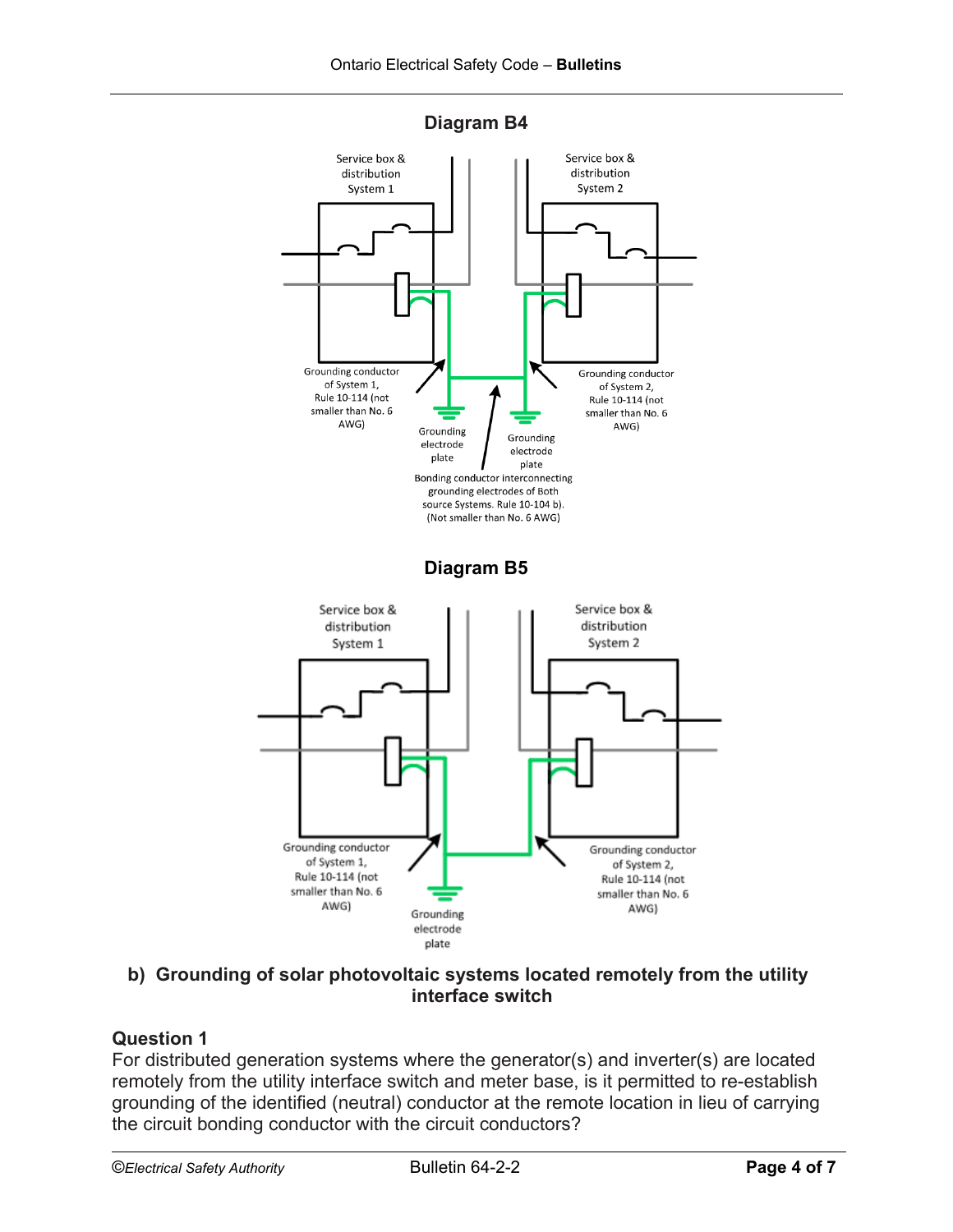**Diagram B4**

Service box & distribution System 1

Service box & distribution System 2

Grounding conductor of System 1, Rule 10-114 (not smaller than No. 6 AWG)

Grounding conductor of System 2, Rule 10-114 (not smaller than No. 6 AWG)

Grounding electrode plate

Grounding electrode plate

Bonding conductor interconnecting grounding electrodes of Both source Systems. Rule 10-104 b). (Not smaller than No. 6 AWG)

**Diagram B5**

Service box & distribution System 1

Service box & distribution System 2

Grounding conductor of System 1, Rule 10-114 (not smaller than No. 6 AWG)

Grounding conductor of System 2, Rule 10-114 (not smaller than No. 6 AWG)

Grounding electrode plate

## b) Grounding of solar photovoltaic systems located remotely from the utility interface switch

### Question 1

For distributed generation systems where the generator(s) and inverter(s) are located remotely from the utility interface switch and meter base, is it permitted to re-establish grounding of the identified (neutral) conductor at the remote location in lieu of carrying the circuit bonding conductor with the circuit conductors?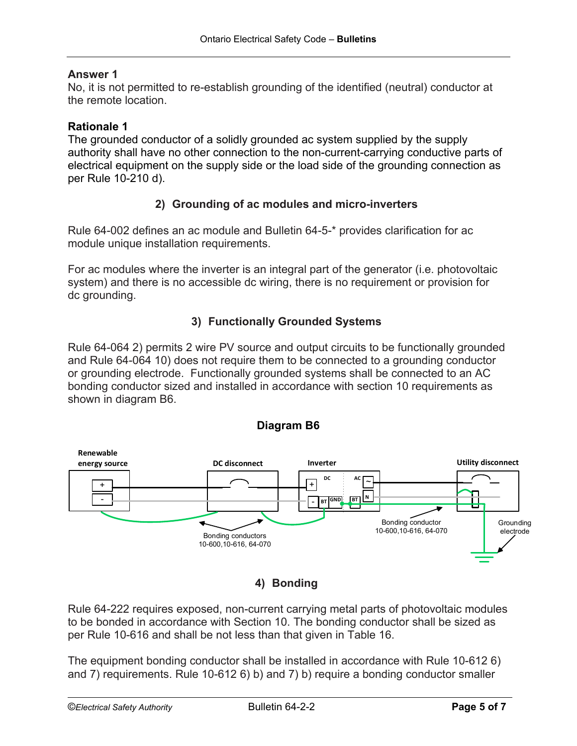**Answer 1**
No, it is not permitted to re-establish grounding of the identified (neutral) conductor at the remote location.

**Rationale 1**
The grounded conductor of a solidly grounded ac system supplied by the supply authority shall have no other connection to the non-current-carrying conductive parts of electrical equipment on the supply side or the load side of the grounding connection as per Rule 10-210 d).

### 2) Grounding of ac modules and micro-inverters

Rule 64-002 defines an ac module and Bulletin 64-5-* provides clarification for ac module unique installation requirements.

For ac modules where the inverter is an integral part of the generator (i.e. photovoltaic system) and there is no accessible dc wiring, there is no requirement or provision for dc grounding.

### 3) Functionally Grounded Systems

Rule 64-064 2) permits 2 wire PV source and output circuits to be functionally grounded and Rule 64-064 10) does not require them to be connected to a grounding conductor or grounding electrode. Functionally grounded systems shall be connected to an AC bonding conductor sized and installed in accordance with section 10 requirements as shown in diagram B6.

**Diagram B6**

Renewable energy source | DC disconnect | Inverter (DC: +, -, BT, GND; AC: ~, N, BT) | Utility disconnect

Bonding conductors 10-600,10-616, 64-070

Bonding conductor 10-600,10-616, 64-070

Grounding electrode

### 4) Bonding

Rule 64-222 requires exposed, non-current carrying metal parts of photovoltaic modules to be bonded in accordance with Section 10. The bonding conductor shall be sized as per Rule 10-616 and shall be not less than that given in Table 16.

The equipment bonding conductor shall be installed in accordance with Rule 10-612 6) and 7) requirements. Rule 10-612 6) b) and 7) b) require a bonding conductor smaller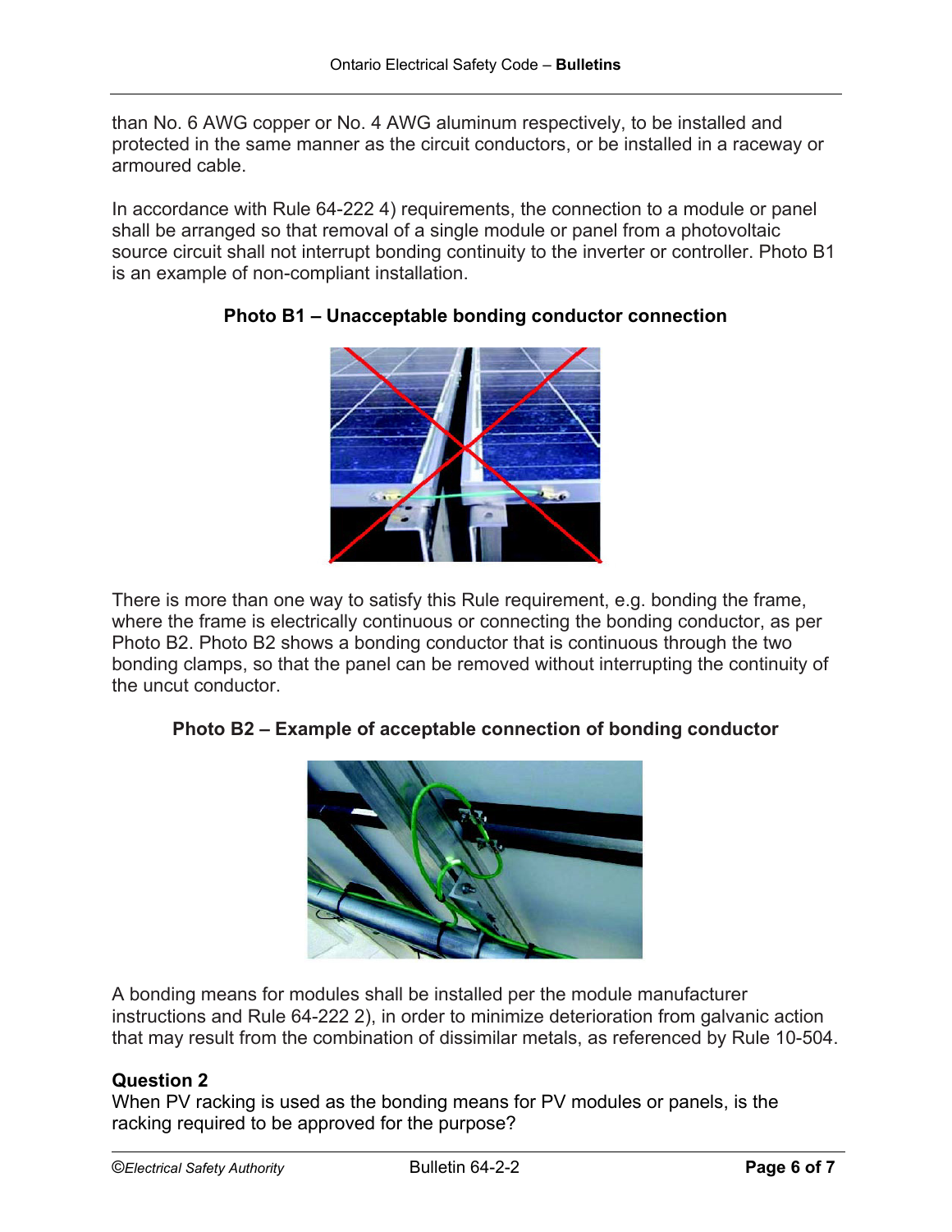than No. 6 AWG copper or No. 4 AWG aluminum respectively, to be installed and protected in the same manner as the circuit conductors, or be installed in a raceway or armoured cable.

In accordance with Rule 64-222 4) requirements, the connection to a module or panel shall be arranged so that removal of a single module or panel from a photovoltaic source circuit shall not interrupt bonding continuity to the inverter or controller. Photo B1 is an example of non-compliant installation.

**Photo B1 – Unacceptable bonding conductor connection**

There is more than one way to satisfy this Rule requirement, e.g. bonding the frame, where the frame is electrically continuous or connecting the bonding conductor, as per Photo B2. Photo B2 shows a bonding conductor that is continuous through the two bonding clamps, so that the panel can be removed without interrupting the continuity of the uncut conductor.

**Photo B2 – Example of acceptable connection of bonding conductor**

A bonding means for modules shall be installed per the module manufacturer instructions and Rule 64-222 2), in order to minimize deterioration from galvanic action that may result from the combination of dissimilar metals, as referenced by Rule 10-504.

### Question 2

When PV racking is used as the bonding means for PV modules or panels, is the racking required to be approved for the purpose?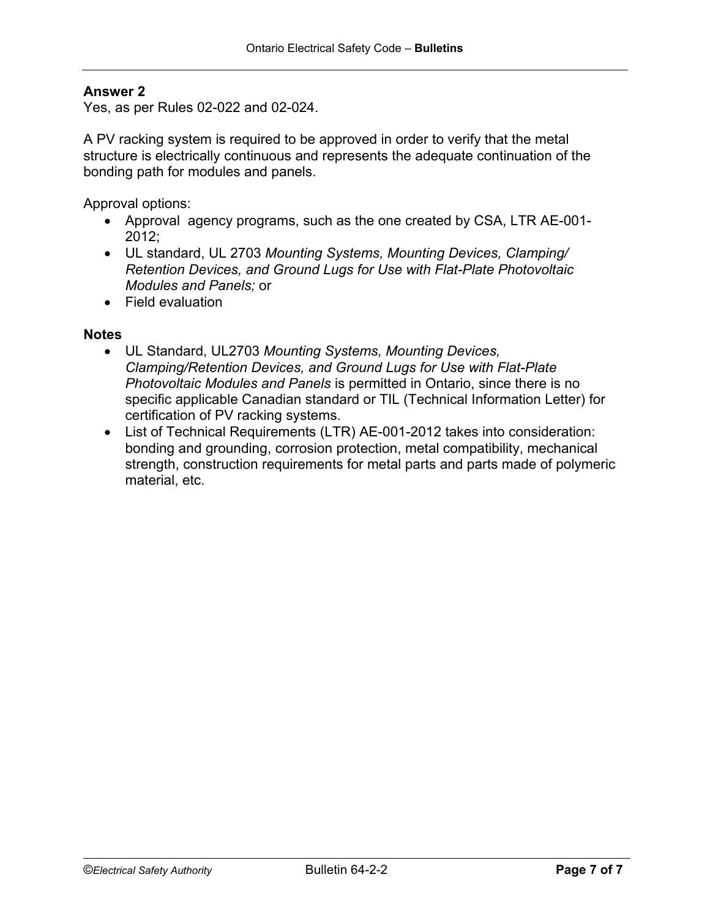**Answer 2**

Yes, as per Rules 02-022 and 02-024.

A PV racking system is required to be approved in order to verify that the metal structure is electrically continuous and represents the adequate continuation of the bonding path for modules and panels.

Approval options:

- Approval agency programs, such as the one created by CSA, LTR AE-001-2012;
- UL standard, UL 2703 *Mounting Systems, Mounting Devices, Clamping/ Retention Devices, and Ground Lugs for Use with Flat-Plate Photovoltaic Modules and Panels;* or
- Field evaluation

**Notes**

- UL Standard, UL2703 *Mounting Systems, Mounting Devices, Clamping/Retention Devices, and Ground Lugs for Use with Flat-Plate Photovoltaic Modules and Panels* is permitted in Ontario, since there is no specific applicable Canadian standard or TIL (Technical Information Letter) for certification of PV racking systems.
- List of Technical Requirements (LTR) AE-001-2012 takes into consideration: bonding and grounding, corrosion protection, metal compatibility, mechanical strength, construction requirements for metal parts and parts made of polymeric material, etc.